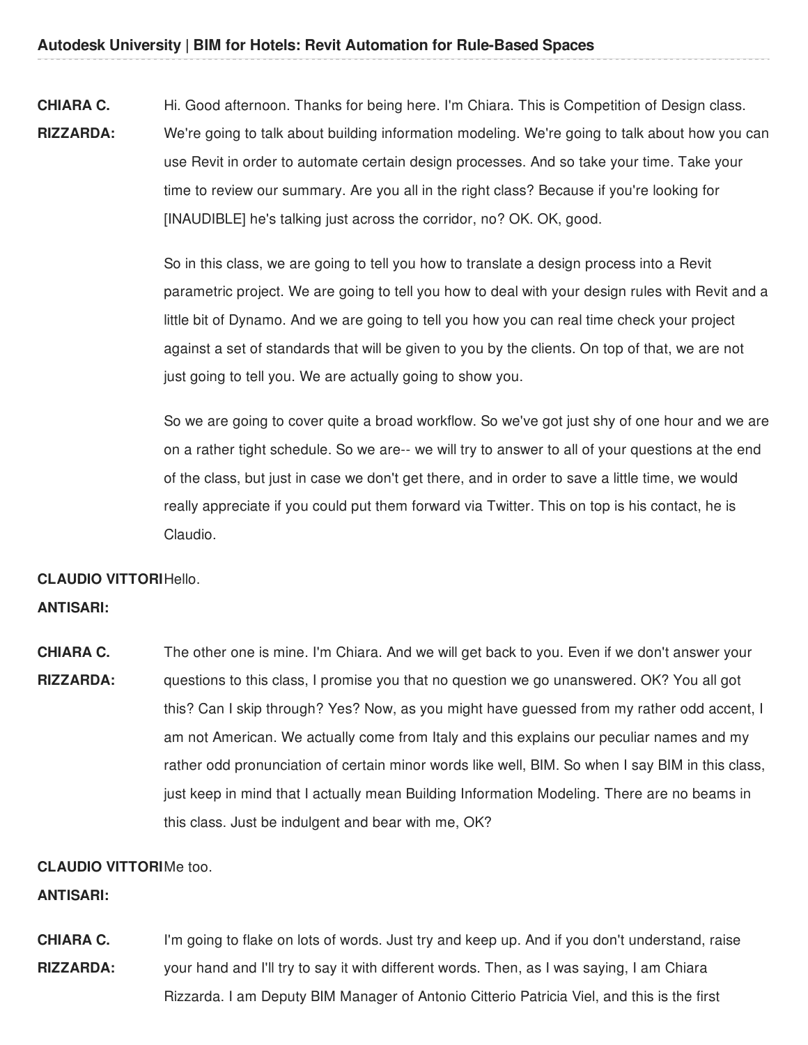**CHIARA C. RIZZARDA:** Hi. Good afternoon. Thanks for being here. I'm Chiara. This is Competition of Design class. We're going to talk about building information modeling. We're going to talk about how you can use Revit in order to automate certain design processes. And so take your time. Take your time to review our summary. Are you all in the right class? Because if you're looking for [INAUDIBLE] he's talking just across the corridor, no? OK. OK, good.

So in this class, we are going to tell you how to translate a design process into a Revit parametric project. We are going to tell you how to deal with your design rules with Revit and a little bit of Dynamo. And we are going to tell you how you can real time check your project against a set of standards that will be given to you by the clients. On top of that, we are not just going to tell you. We are actually going to show you.

So we are going to cover quite a broad workflow. So we've got just shy of one hour and we are on a rather tight schedule. So we are-- we will try to answer to all of your questions at the end of the class, but just in case we don't get there, and in order to save a little time, we would really appreciate if you could put them forward via Twitter. This on top is his contact, he is Claudio.

**CLAUDIO VITTORI ANTISARI:** Hello.

**CHIARA C. RIZZARDA:** The other one is mine. I'm Chiara. And we will get back to you. Even if we don't answer your questions to this class, I promise you that no question we go unanswered. OK? You all got this? Can I skip through? Yes? Now, as you might have guessed from my rather odd accent, I am not American. We actually come from Italy and this explains our peculiar names and my rather odd pronunciation of certain minor words like well, BIM. So when I say BIM in this class, just keep in mind that I actually mean Building Information Modeling. There are no beams in this class. Just be indulgent and bear with me, OK?

**CLAUDIO VITTORI ANTISARI:** Me too.

**CHIARA C. RIZZARDA:** I'm going to flake on lots of words. Just try and keep up. And if you don't understand, raise your hand and I'll try to say it with different words. Then, as I was saying, I am Chiara Rizzarda. I am Deputy BIM Manager of Antonio Citterio Patricia Viel, and this is the first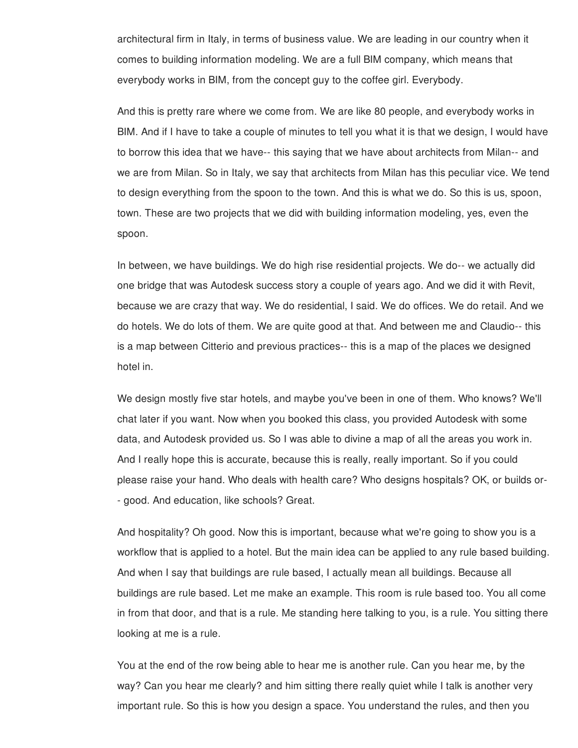architectural firm in Italy, in terms of business value. We are leading in our country when it comes to building information modeling. We are a full BIM company, which means that everybody works in BIM, from the concept guy to the coffee girl. Everybody.

And this is pretty rare where we come from. We are like 80 people, and everybody works in BIM. And if I have to take a couple of minutes to tell you what it is that we design, I would have to borrow this idea that we have-- this saying that we have about architects from Milan-- and we are from Milan. So in Italy, we say that architects from Milan has this peculiar vice. We tend to design everything from the spoon to the town. And this is what we do. So this is us, spoon, town. These are two projects that we did with building information modeling, yes, even the spoon.

In between, we have buildings. We do high rise residential projects. We do-- we actually did one bridge that was Autodesk success story a couple of years ago. And we did it with Revit, because we are crazy that way. We do residential, I said. We do offices. We do retail. And we do hotels. We do lots of them. We are quite good at that. And between me and Claudio-- this is a map between Citterio and previous practices-- this is a map of the places we designed hotel in.

We design mostly five star hotels, and maybe you've been in one of them. Who knows? We'll chat later if you want. Now when you booked this class, you provided Autodesk with some data, and Autodesk provided us. So I was able to divine a map of all the areas you work in. And I really hope this is accurate, because this is really, really important. So if you could please raise your hand. Who deals with health care? Who designs hospitals? OK, or builds or-- good. And education, like schools? Great.

And hospitality? Oh good. Now this is important, because what we're going to show you is a workflow that is applied to a hotel. But the main idea can be applied to any rule based building. And when I say that buildings are rule based, I actually mean all buildings. Because all buildings are rule based. Let me make an example. This room is rule based too. You all come in from that door, and that is a rule. Me standing here talking to you, is a rule. You sitting there looking at me is a rule.

You at the end of the row being able to hear me is another rule. Can you hear me, by the way? Can you hear me clearly? and him sitting there really quiet while I talk is another very important rule. So this is how you design a space. You understand the rules, and then you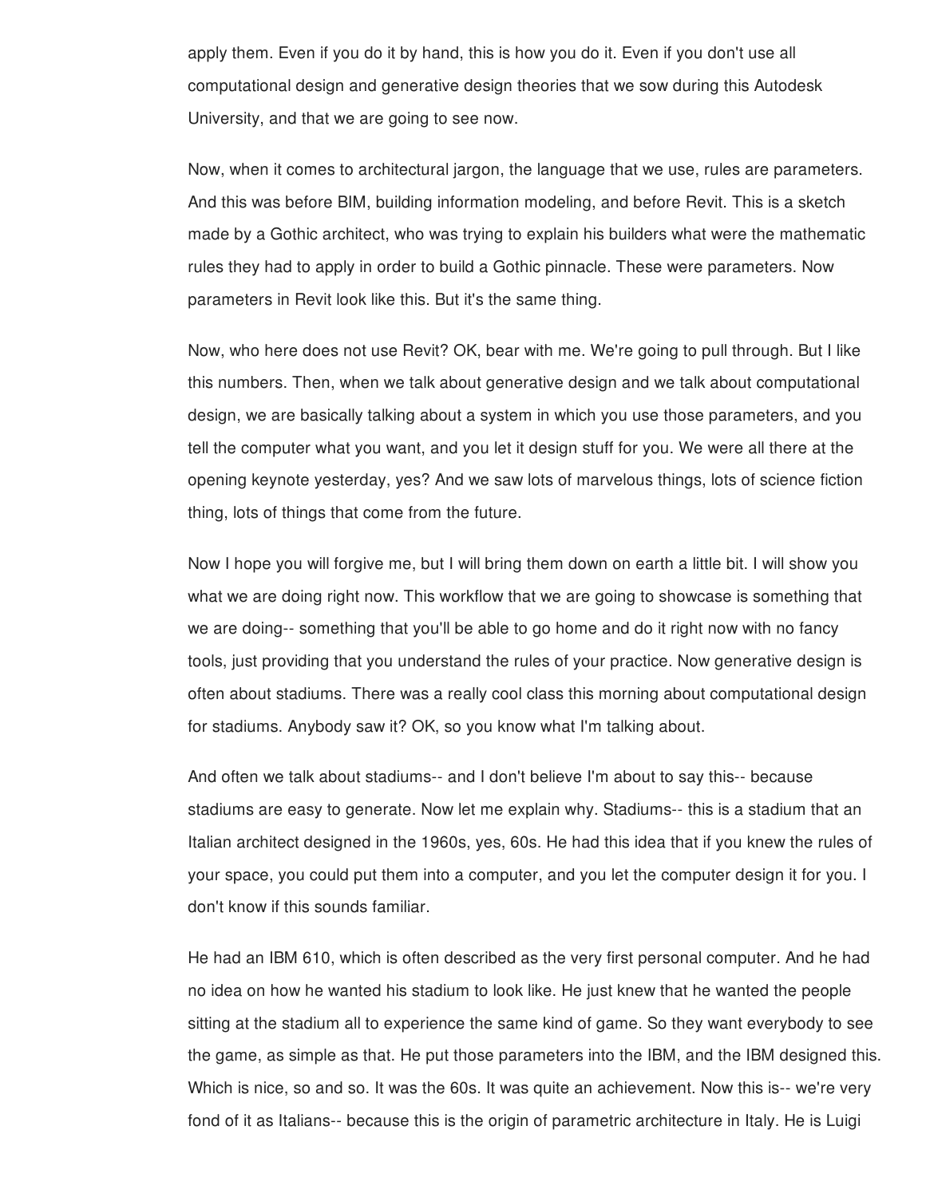apply them. Even if you do it by hand, this is how you do it. Even if you don't use all computational design and generative design theories that we sow during this Autodesk University, and that we are going to see now.

Now, when it comes to architectural jargon, the language that we use, rules are parameters. And this was before BIM, building information modeling, and before Revit. This is a sketch made by a Gothic architect, who was trying to explain his builders what were the mathematic rules they had to apply in order to build a Gothic pinnacle. These were parameters. Now parameters in Revit look like this. But it's the same thing.

Now, who here does not use Revit? OK, bear with me. We're going to pull through. But I like this numbers. Then, when we talk about generative design and we talk about computational design, we are basically talking about a system in which you use those parameters, and you tell the computer what you want, and you let it design stuff for you. We were all there at the opening keynote yesterday, yes? And we saw lots of marvelous things, lots of science fiction thing, lots of things that come from the future.

Now I hope you will forgive me, but I will bring them down on earth a little bit. I will show you what we are doing right now. This workflow that we are going to showcase is something that we are doing-- something that you'll be able to go home and do it right now with no fancy tools, just providing that you understand the rules of your practice. Now generative design is often about stadiums. There was a really cool class this morning about computational design for stadiums. Anybody saw it? OK, so you know what I'm talking about.

And often we talk about stadiums-- and I don't believe I'm about to say this-- because stadiums are easy to generate. Now let me explain why. Stadiums-- this is a stadium that an Italian architect designed in the 1960s, yes, 60s. He had this idea that if you knew the rules of your space, you could put them into a computer, and you let the computer design it for you. I don't know if this sounds familiar.

He had an IBM 610, which is often described as the very first personal computer. And he had no idea on how he wanted his stadium to look like. He just knew that he wanted the people sitting at the stadium all to experience the same kind of game. So they want everybody to see the game, as simple as that. He put those parameters into the IBM, and the IBM designed this. Which is nice, so and so. It was the 60s. It was quite an achievement. Now this is-- we're very fond of it as Italians-- because this is the origin of parametric architecture in Italy. He is Luigi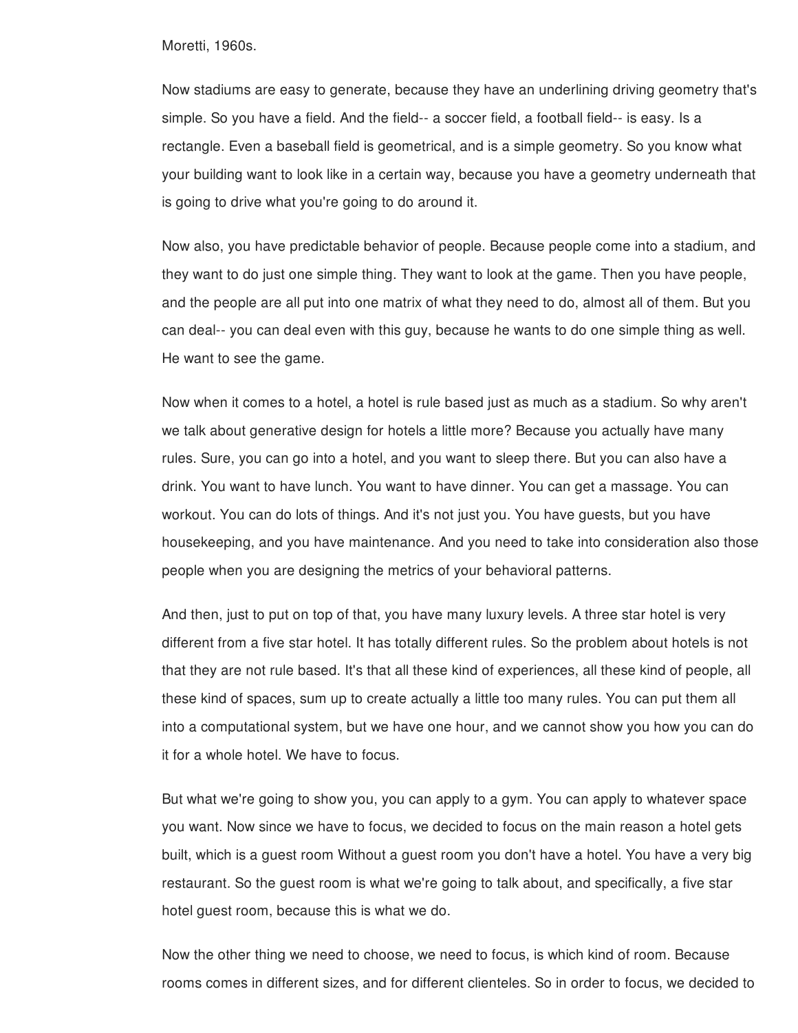Moretti, 1960s.

Now stadiums are easy to generate, because they have an underlining driving geometry that's simple. So you have a field. And the field-- a soccer field, a football field-- is easy. Is a rectangle. Even a baseball field is geometrical, and is a simple geometry. So you know what your building want to look like in a certain way, because you have a geometry underneath that is going to drive what you're going to do around it.

Now also, you have predictable behavior of people. Because people come into a stadium, and they want to do just one simple thing. They want to look at the game. Then you have people, and the people are all put into one matrix of what they need to do, almost all of them. But you can deal-- you can deal even with this guy, because he wants to do one simple thing as well. He want to see the game.

Now when it comes to a hotel, a hotel is rule based just as much as a stadium. So why aren't we talk about generative design for hotels a little more? Because you actually have many rules. Sure, you can go into a hotel, and you want to sleep there. But you can also have a drink. You want to have lunch. You want to have dinner. You can get a massage. You can workout. You can do lots of things. And it's not just you. You have guests, but you have housekeeping, and you have maintenance. And you need to take into consideration also those people when you are designing the metrics of your behavioral patterns.

And then, just to put on top of that, you have many luxury levels. A three star hotel is very different from a five star hotel. It has totally different rules. So the problem about hotels is not that they are not rule based. It's that all these kind of experiences, all these kind of people, all these kind of spaces, sum up to create actually a little too many rules. You can put them all into a computational system, but we have one hour, and we cannot show you how you can do it for a whole hotel. We have to focus.

But what we're going to show you, you can apply to a gym. You can apply to whatever space you want. Now since we have to focus, we decided to focus on the main reason a hotel gets built, which is a guest room Without a guest room you don't have a hotel. You have a very big restaurant. So the guest room is what we're going to talk about, and specifically, a five star hotel guest room, because this is what we do.

Now the other thing we need to choose, we need to focus, is which kind of room. Because rooms comes in different sizes, and for different clienteles. So in order to focus, we decided to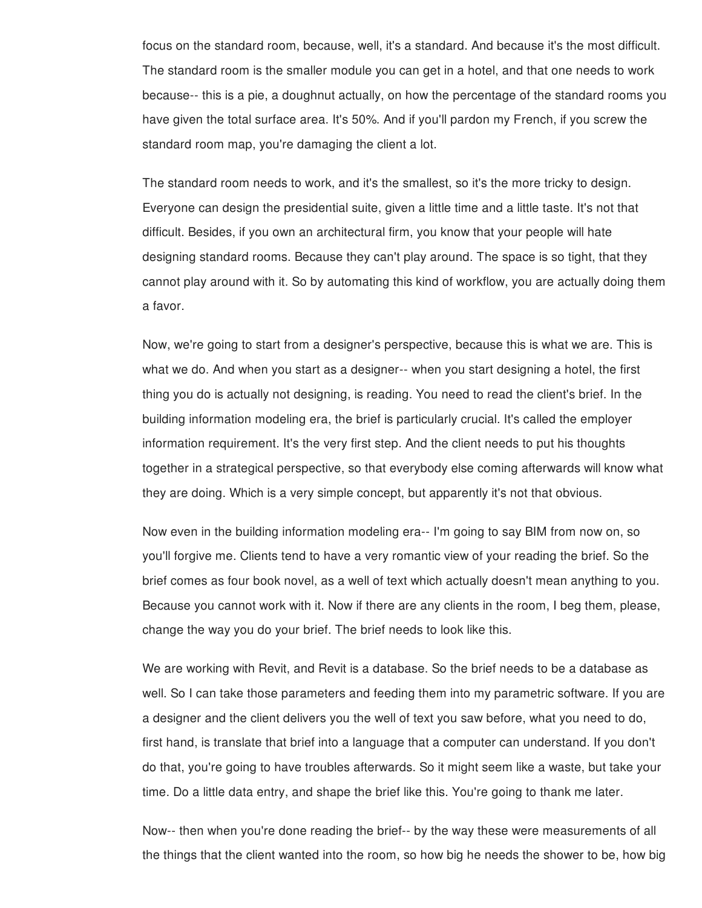focus on the standard room, because, well, it's a standard. And because it's the most difficult. The standard room is the smaller module you can get in a hotel, and that one needs to work because-- this is a pie, a doughnut actually, on how the percentage of the standard rooms you have given the total surface area. It's 50%. And if you'll pardon my French, if you screw the standard room map, you're damaging the client a lot.

The standard room needs to work, and it's the smallest, so it's the more tricky to design. Everyone can design the presidential suite, given a little time and a little taste. It's not that difficult. Besides, if you own an architectural firm, you know that your people will hate designing standard rooms. Because they can't play around. The space is so tight, that they cannot play around with it. So by automating this kind of workflow, you are actually doing them a favor.

Now, we're going to start from a designer's perspective, because this is what we are. This is what we do. And when you start as a designer-- when you start designing a hotel, the first thing you do is actually not designing, is reading. You need to read the client's brief. In the building information modeling era, the brief is particularly crucial. It's called the employer information requirement. It's the very first step. And the client needs to put his thoughts together in a strategical perspective, so that everybody else coming afterwards will know what they are doing. Which is a very simple concept, but apparently it's not that obvious.

Now even in the building information modeling era-- I'm going to say BIM from now on, so you'll forgive me. Clients tend to have a very romantic view of your reading the brief. So the brief comes as four book novel, as a well of text which actually doesn't mean anything to you. Because you cannot work with it. Now if there are any clients in the room, I beg them, please, change the way you do your brief. The brief needs to look like this.

We are working with Revit, and Revit is a database. So the brief needs to be a database as well. So I can take those parameters and feeding them into my parametric software. If you are a designer and the client delivers you the well of text you saw before, what you need to do, first hand, is translate that brief into a language that a computer can understand. If you don't do that, you're going to have troubles afterwards. So it might seem like a waste, but take your time. Do a little data entry, and shape the brief like this. You're going to thank me later.

Now-- then when you're done reading the brief-- by the way these were measurements of all the things that the client wanted into the room, so how big he needs the shower to be, how big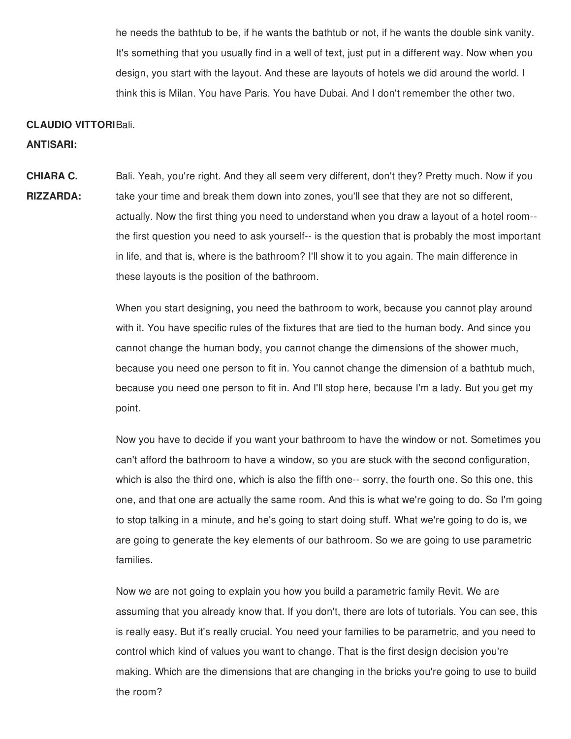he needs the bathtub to be, if he wants the bathtub or not, if he wants the double sink vanity. It's something that you usually find in a well of text, just put in a different way. Now when you design, you start with the layout. And these are layouts of hotels we did around the world. I think this is Milan. You have Paris. You have Dubai. And I don't remember the other two.

**CLAUDIO VITTORI ANTISARI:** Bali.

**CHIARA C. RIZZARDA:** Bali. Yeah, you're right. And they all seem very different, don't they? Pretty much. Now if you take your time and break them down into zones, you'll see that they are not so different, actually. Now the first thing you need to understand when you draw a layout of a hotel room-- the first question you need to ask yourself-- is the question that is probably the most important in life, and that is, where is the bathroom? I'll show it to you again. The main difference in these layouts is the position of the bathroom.

When you start designing, you need the bathroom to work, because you cannot play around with it. You have specific rules of the fixtures that are tied to the human body. And since you cannot change the human body, you cannot change the dimensions of the shower much, because you need one person to fit in. You cannot change the dimension of a bathtub much, because you need one person to fit in. And I'll stop here, because I'm a lady. But you get my point.

Now you have to decide if you want your bathroom to have the window or not. Sometimes you can't afford the bathroom to have a window, so you are stuck with the second configuration, which is also the third one, which is also the fifth one-- sorry, the fourth one. So this one, this one, and that one are actually the same room. And this is what we're going to do. So I'm going to stop talking in a minute, and he's going to start doing stuff. What we're going to do is, we are going to generate the key elements of our bathroom. So we are going to use parametric families.

Now we are not going to explain you how you build a parametric family Revit. We are assuming that you already know that. If you don't, there are lots of tutorials. You can see, this is really easy. But it's really crucial. You need your families to be parametric, and you need to control which kind of values you want to change. That is the first design decision you're making. Which are the dimensions that are changing in the bricks you're going to use to build the room?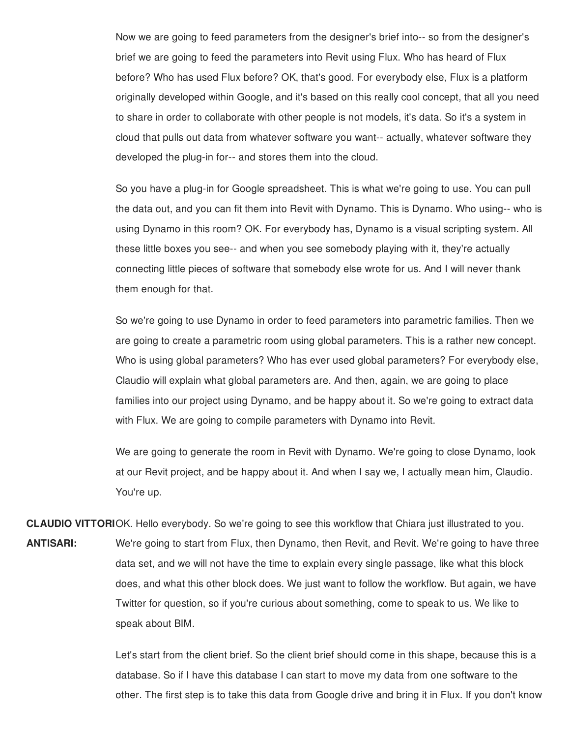Now we are going to feed parameters from the designer's brief into-- so from the designer's brief we are going to feed the parameters into Revit using Flux. Who has heard of Flux before? Who has used Flux before? OK, that's good. For everybody else, Flux is a platform originally developed within Google, and it's based on this really cool concept, that all you need to share in order to collaborate with other people is not models, it's data. So it's a system in cloud that pulls out data from whatever software you want-- actually, whatever software they developed the plug-in for-- and stores them into the cloud.

So you have a plug-in for Google spreadsheet. This is what we're going to use. You can pull the data out, and you can fit them into Revit with Dynamo. This is Dynamo. Who using-- who is using Dynamo in this room? OK. For everybody has, Dynamo is a visual scripting system. All these little boxes you see-- and when you see somebody playing with it, they're actually connecting little pieces of software that somebody else wrote for us. And I will never thank them enough for that.

So we're going to use Dynamo in order to feed parameters into parametric families. Then we are going to create a parametric room using global parameters. This is a rather new concept. Who is using global parameters? Who has ever used global parameters? For everybody else, Claudio will explain what global parameters are. And then, again, we are going to place families into our project using Dynamo, and be happy about it. So we're going to extract data with Flux. We are going to compile parameters with Dynamo into Revit.

We are going to generate the room in Revit with Dynamo. We're going to close Dynamo, look at our Revit project, and be happy about it. And when I say we, I actually mean him, Claudio. You're up.

**CLAUDIO VITTORI ANTISARI:** OK. Hello everybody. So we're going to see this workflow that Chiara just illustrated to you. We're going to start from Flux, then Dynamo, then Revit, and Revit. We're going to have three data set, and we will not have the time to explain every single passage, like what this block does, and what this other block does. We just want to follow the workflow. But again, we have Twitter for question, so if you're curious about something, come to speak to us. We like to speak about BIM.

Let's start from the client brief. So the client brief should come in this shape, because this is a database. So if I have this database I can start to move my data from one software to the other. The first step is to take this data from Google drive and bring it in Flux. If you don't know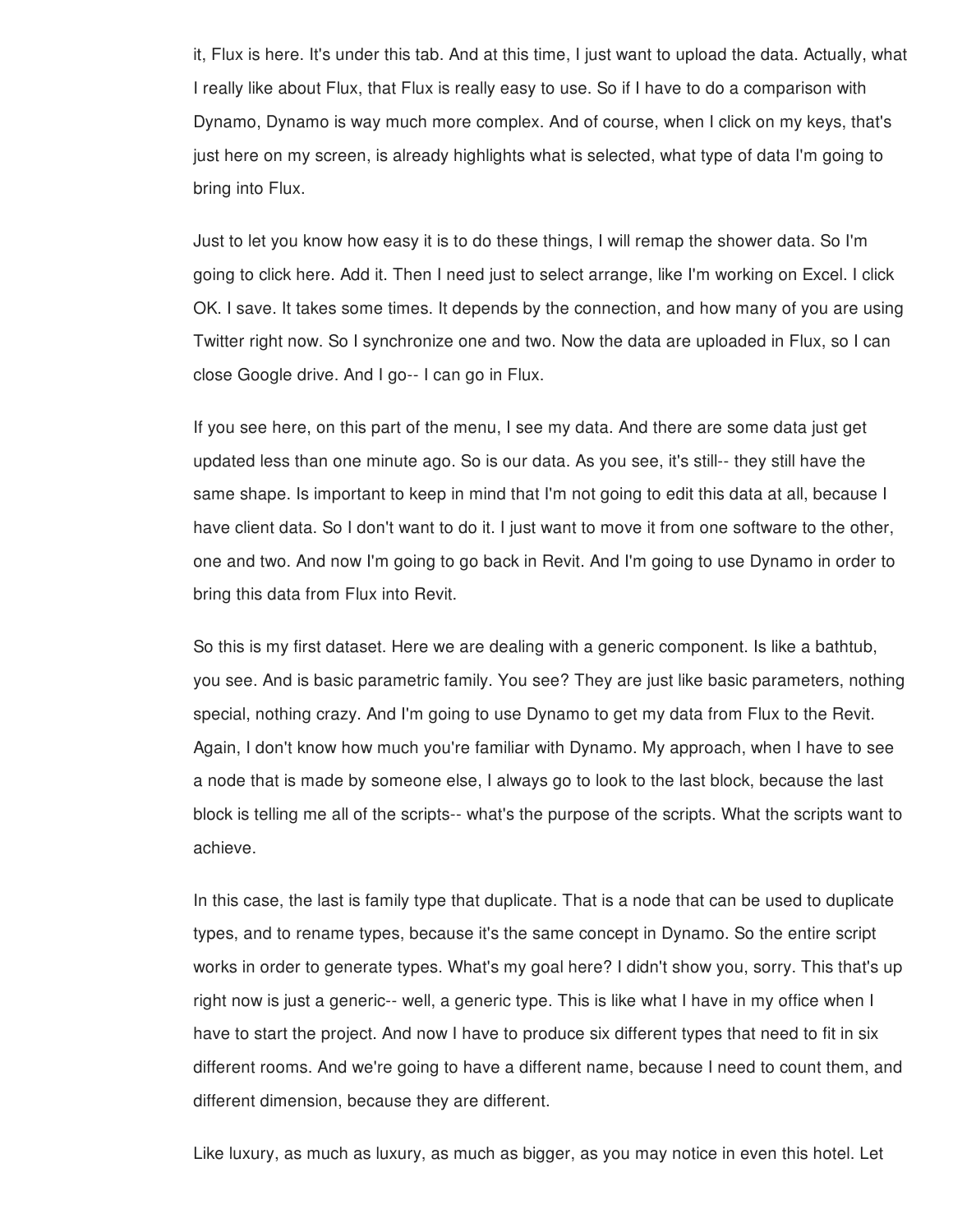it, Flux is here. It's under this tab. And at this time, I just want to upload the data. Actually, what I really like about Flux, that Flux is really easy to use. So if I have to do a comparison with Dynamo, Dynamo is way much more complex. And of course, when I click on my keys, that's just here on my screen, is already highlights what is selected, what type of data I'm going to bring into Flux.

Just to let you know how easy it is to do these things, I will remap the shower data. So I'm going to click here. Add it. Then I need just to select arrange, like I'm working on Excel. I click OK. I save. It takes some times. It depends by the connection, and how many of you are using Twitter right now. So I synchronize one and two. Now the data are uploaded in Flux, so I can close Google drive. And I go-- I can go in Flux.

If you see here, on this part of the menu, I see my data. And there are some data just get updated less than one minute ago. So is our data. As you see, it's still-- they still have the same shape. Is important to keep in mind that I'm not going to edit this data at all, because I have client data. So I don't want to do it. I just want to move it from one software to the other, one and two. And now I'm going to go back in Revit. And I'm going to use Dynamo in order to bring this data from Flux into Revit.

So this is my first dataset. Here we are dealing with a generic component. Is like a bathtub, you see. And is basic parametric family. You see? They are just like basic parameters, nothing special, nothing crazy. And I'm going to use Dynamo to get my data from Flux to the Revit. Again, I don't know how much you're familiar with Dynamo. My approach, when I have to see a node that is made by someone else, I always go to look to the last block, because the last block is telling me all of the scripts-- what's the purpose of the scripts. What the scripts want to achieve.

In this case, the last is family type that duplicate. That is a node that can be used to duplicate types, and to rename types, because it's the same concept in Dynamo. So the entire script works in order to generate types. What's my goal here? I didn't show you, sorry. This that's up right now is just a generic-- well, a generic type. This is like what I have in my office when I have to start the project. And now I have to produce six different types that need to fit in six different rooms. And we're going to have a different name, because I need to count them, and different dimension, because they are different.

Like luxury, as much as luxury, as much as bigger, as you may notice in even this hotel. Let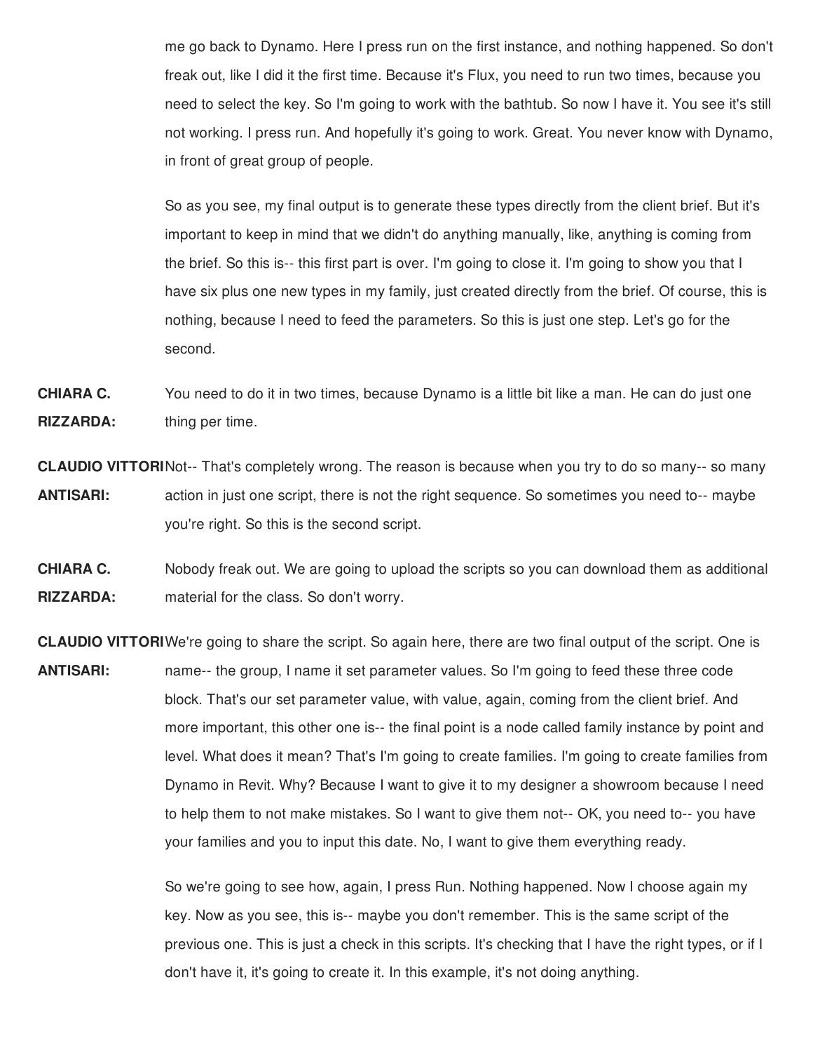me go back to Dynamo. Here I press run on the first instance, and nothing happened. So don't freak out, like I did it the first time. Because it's Flux, you need to run two times, because you need to select the key. So I'm going to work with the bathtub. So now I have it. You see it's still not working. I press run. And hopefully it's going to work. Great. You never know with Dynamo, in front of great group of people.

So as you see, my final output is to generate these types directly from the client brief. But it's important to keep in mind that we didn't do anything manually, like, anything is coming from the brief. So this is-- this first part is over. I'm going to close it. I'm going to show you that I have six plus one new types in my family, just created directly from the brief. Of course, this is nothing, because I need to feed the parameters. So this is just one step. Let's go for the second.

**CHIARA C. RIZZARDA:** You need to do it in two times, because Dynamo is a little bit like a man. He can do just one thing per time.

**CLAUDIO VITTORI ANTISARI:** Not-- That's completely wrong. The reason is because when you try to do so many-- so many action in just one script, there is not the right sequence. So sometimes you need to-- maybe you're right. So this is the second script.

**CHIARA C. RIZZARDA:** Nobody freak out. We are going to upload the scripts so you can download them as additional material for the class. So don't worry.

**CLAUDIO VITTORI ANTISARI:** We're going to share the script. So again here, there are two final output of the script. One is name-- the group, I name it set parameter values. So I'm going to feed these three code block. That's our set parameter value, with value, again, coming from the client brief. And more important, this other one is-- the final point is a node called family instance by point and level. What does it mean? That's I'm going to create families. I'm going to create families from Dynamo in Revit. Why? Because I want to give it to my designer a showroom because I need to help them to not make mistakes. So I want to give them not-- OK, you need to-- you have your families and you to input this date. No, I want to give them everything ready.

So we're going to see how, again, I press Run. Nothing happened. Now I choose again my key. Now as you see, this is-- maybe you don't remember. This is the same script of the previous one. This is just a check in this scripts. It's checking that I have the right types, or if I don't have it, it's going to create it. In this example, it's not doing anything.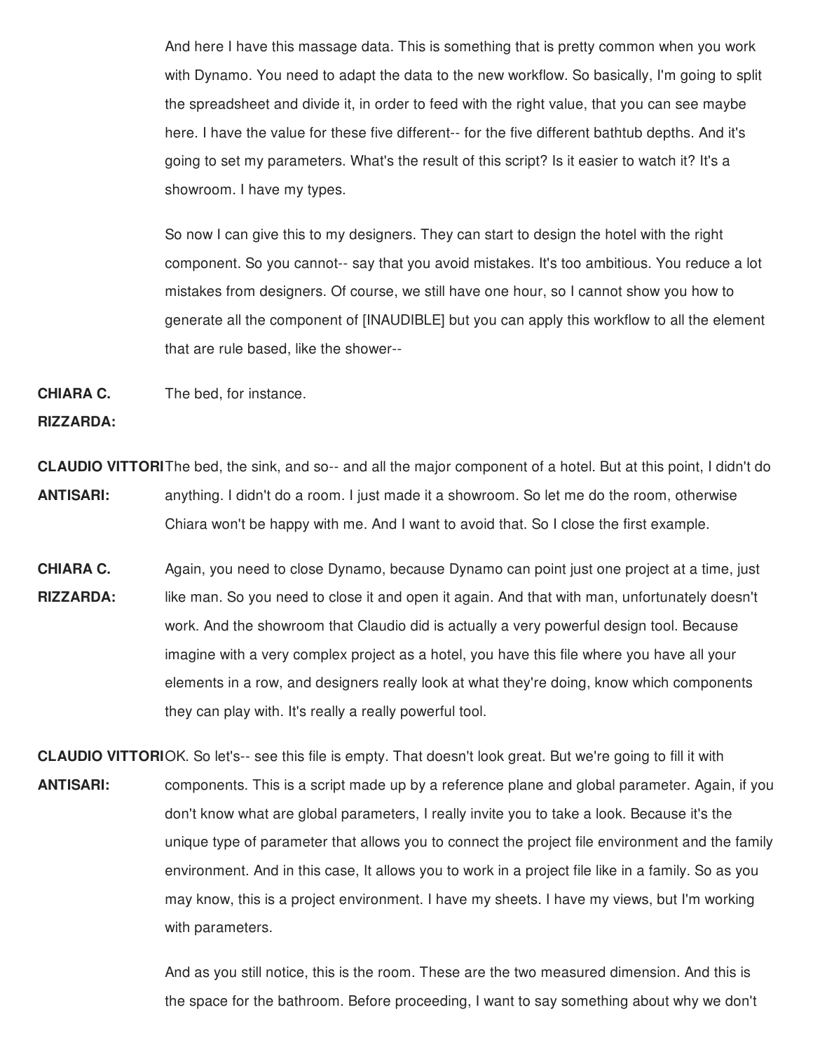And here I have this massage data. This is something that is pretty common when you work with Dynamo. You need to adapt the data to the new workflow. So basically, I'm going to split the spreadsheet and divide it, in order to feed with the right value, that you can see maybe here. I have the value for these five different-- for the five different bathtub depths. And it's going to set my parameters. What's the result of this script? Is it easier to watch it? It's a showroom. I have my types.

So now I can give this to my designers. They can start to design the hotel with the right component. So you cannot-- say that you avoid mistakes. It's too ambitious. You reduce a lot mistakes from designers. Of course, we still have one hour, so I cannot show you how to generate all the component of [INAUDIBLE] but you can apply this workflow to all the element that are rule based, like the shower--

**CHIARA C. RIZZARDA:** The bed, for instance.

**CLAUDIO VITTORI ANTISARI:** The bed, the sink, and so-- and all the major component of a hotel. But at this point, I didn't do anything. I didn't do a room. I just made it a showroom. So let me do the room, otherwise Chiara won't be happy with me. And I want to avoid that. So I close the first example.

**CHIARA C. RIZZARDA:** Again, you need to close Dynamo, because Dynamo can point just one project at a time, just like man. So you need to close it and open it again. And that with man, unfortunately doesn't work. And the showroom that Claudio did is actually a very powerful design tool. Because imagine with a very complex project as a hotel, you have this file where you have all your elements in a row, and designers really look at what they're doing, know which components they can play with. It's really a really powerful tool.

**CLAUDIO VITTORI ANTISARI:** OK. So let's-- see this file is empty. That doesn't look great. But we're going to fill it with components. This is a script made up by a reference plane and global parameter. Again, if you don't know what are global parameters, I really invite you to take a look. Because it's the unique type of parameter that allows you to connect the project file environment and the family environment. And in this case, It allows you to work in a project file like in a family. So as you may know, this is a project environment. I have my sheets. I have my views, but I'm working with parameters.

And as you still notice, this is the room. These are the two measured dimension. And this is the space for the bathroom. Before proceeding, I want to say something about why we don't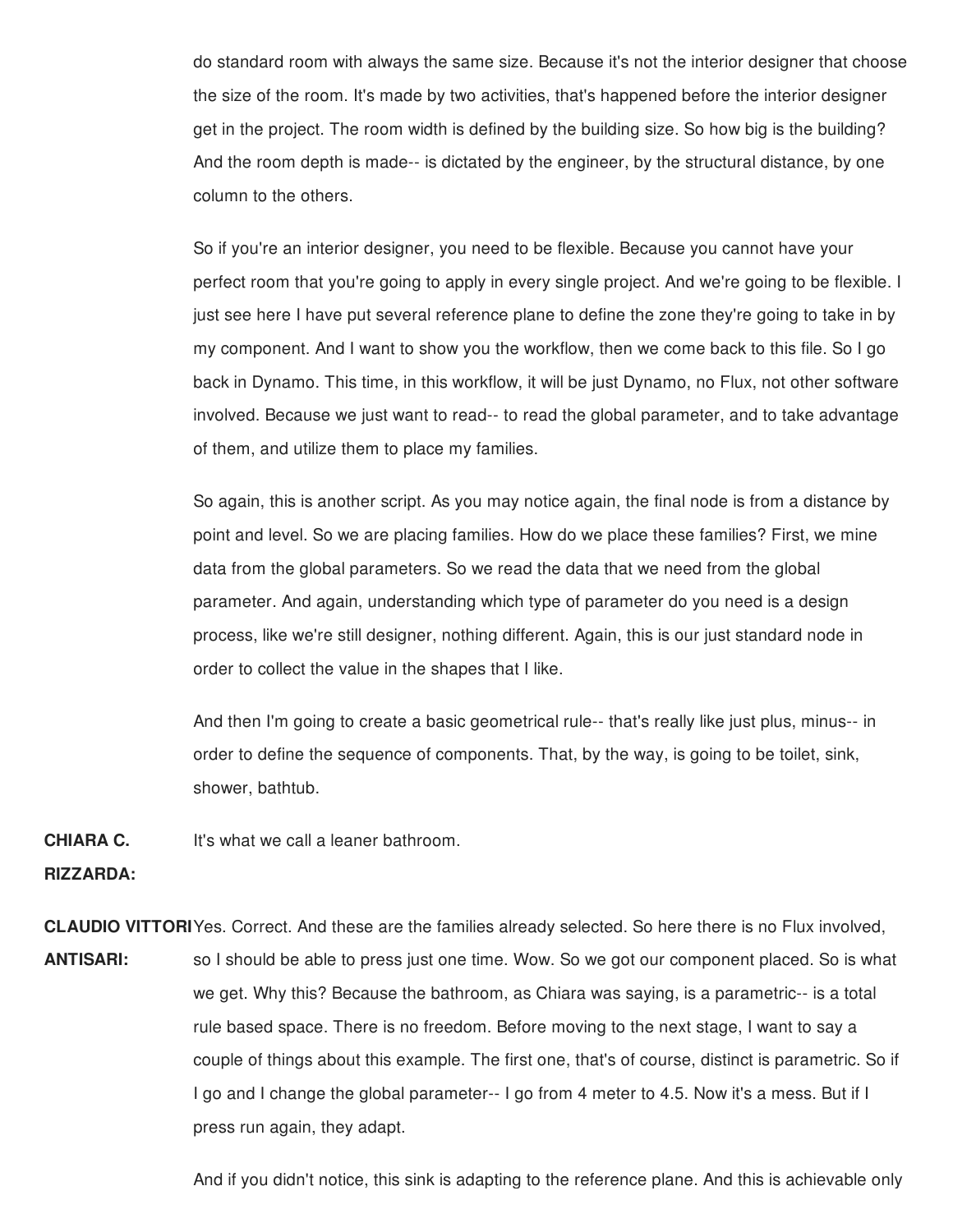do standard room with always the same size. Because it's not the interior designer that choose the size of the room. It's made by two activities, that's happened before the interior designer get in the project. The room width is defined by the building size. So how big is the building? And the room depth is made-- is dictated by the engineer, by the structural distance, by one column to the others.

So if you're an interior designer, you need to be flexible. Because you cannot have your perfect room that you're going to apply in every single project. And we're going to be flexible. I just see here I have put several reference plane to define the zone they're going to take in by my component. And I want to show you the workflow, then we come back to this file. So I go back in Dynamo. This time, in this workflow, it will be just Dynamo, no Flux, not other software involved. Because we just want to read-- to read the global parameter, and to take advantage of them, and utilize them to place my families.

So again, this is another script. As you may notice again, the final node is from a distance by point and level. So we are placing families. How do we place these families? First, we mine data from the global parameters. So we read the data that we need from the global parameter. And again, understanding which type of parameter do you need is a design process, like we're still designer, nothing different. Again, this is our just standard node in order to collect the value in the shapes that I like.

And then I'm going to create a basic geometrical rule-- that's really like just plus, minus-- in order to define the sequence of components. That, by the way, is going to be toilet, sink, shower, bathtub.

**CHIARA C. RIZZARDA:** It's what we call a leaner bathroom.

**CLAUDIO VITTORI ANTISARI:** Yes. Correct. And these are the families already selected. So here there is no Flux involved, so I should be able to press just one time. Wow. So we got our component placed. So is what we get. Why this? Because the bathroom, as Chiara was saying, is a parametric-- is a total rule based space. There is no freedom. Before moving to the next stage, I want to say a couple of things about this example. The first one, that's of course, distinct is parametric. So if I go and I change the global parameter-- I go from 4 meter to 4.5. Now it's a mess. But if I press run again, they adapt.

And if you didn't notice, this sink is adapting to the reference plane. And this is achievable only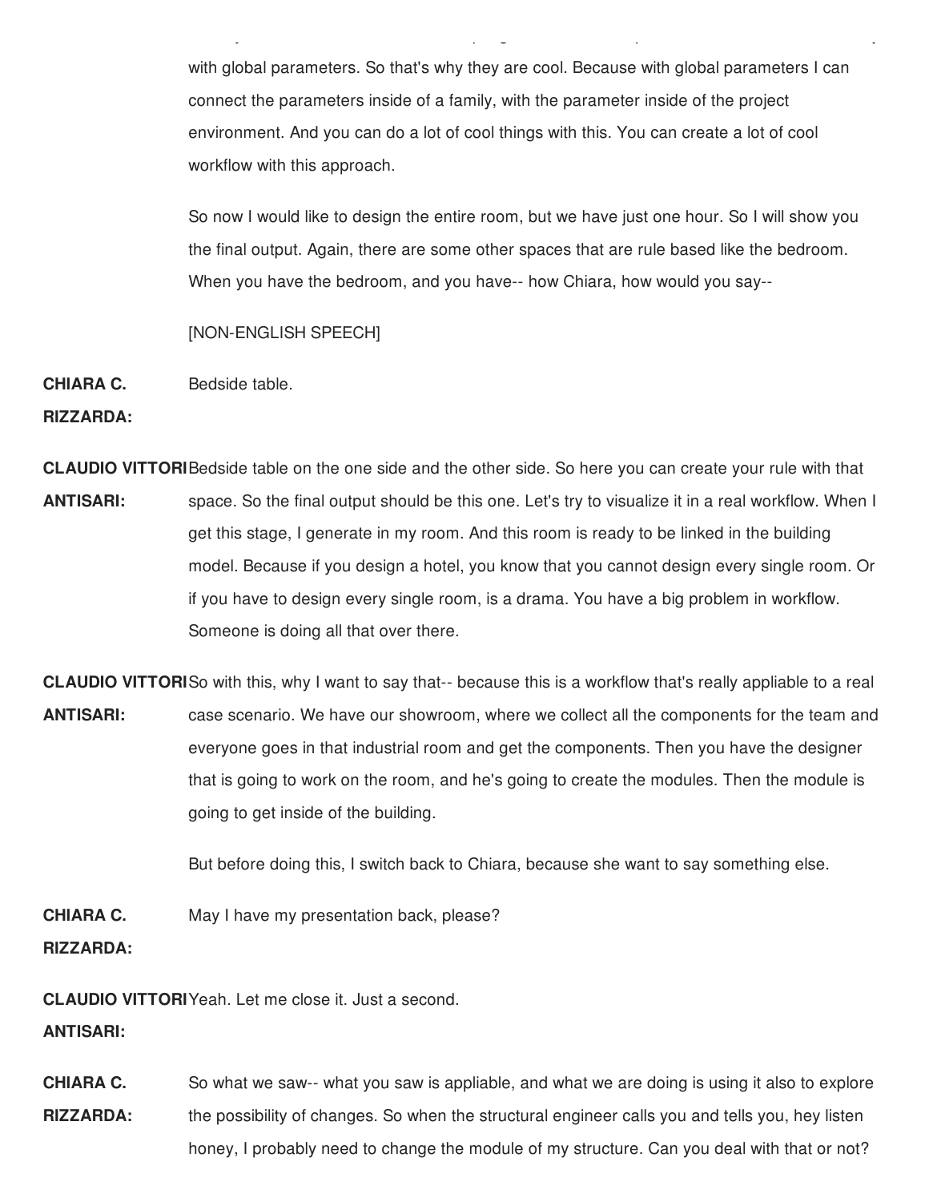with global parameters. So that's why they are cool. Because with global parameters I can connect the parameters inside of a family, with the parameter inside of the project environment. And you can do a lot of cool things with this. You can create a lot of cool workflow with this approach.

So now I would like to design the entire room, but we have just one hour. So I will show you the final output. Again, there are some other spaces that are rule based like the bedroom. When you have the bedroom, and you have-- how Chiara, how would you say--

[NON-ENGLISH SPEECH]

**CHIARA C. RIZZARDA:** Bedside table.

**CLAUDIO VITTORI ANTISARI:** Bedside table on the one side and the other side. So here you can create your rule with that space. So the final output should be this one. Let's try to visualize it in a real workflow. When I get this stage, I generate in my room. And this room is ready to be linked in the building model. Because if you design a hotel, you know that you cannot design every single room. Or if you have to design every single room, is a drama. You have a big problem in workflow. Someone is doing all that over there.

**CLAUDIO VITTORI ANTISARI:** So with this, why I want to say that-- because this is a workflow that's really appliable to a real case scenario. We have our showroom, where we collect all the components for the team and everyone goes in that industrial room and get the components. Then you have the designer that is going to work on the room, and he's going to create the modules. Then the module is going to get inside of the building.

But before doing this, I switch back to Chiara, because she want to say something else.

**CHIARA C. RIZZARDA:** May I have my presentation back, please?

**CLAUDIO VITTORI ANTISARI:** Yeah. Let me close it. Just a second.

**CHIARA C. RIZZARDA:** So what we saw-- what you saw is appliable, and what we are doing is using it also to explore the possibility of changes. So when the structural engineer calls you and tells you, hey listen honey, I probably need to change the module of my structure. Can you deal with that or not?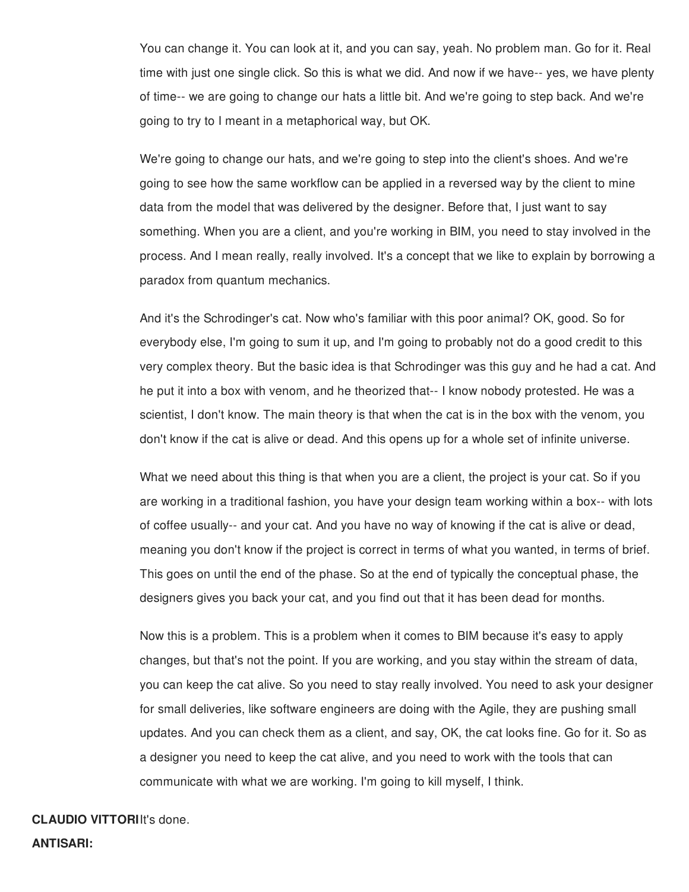You can change it. You can look at it, and you can say, yeah. No problem man. Go for it. Real time with just one single click. So this is what we did. And now if we have-- yes, we have plenty of time-- we are going to change our hats a little bit. And we're going to step back. And we're going to try to I meant in a metaphorical way, but OK.

We're going to change our hats, and we're going to step into the client's shoes. And we're going to see how the same workflow can be applied in a reversed way by the client to mine data from the model that was delivered by the designer. Before that, I just want to say something. When you are a client, and you're working in BIM, you need to stay involved in the process. And I mean really, really involved. It's a concept that we like to explain by borrowing a paradox from quantum mechanics.

And it's the Schrodinger's cat. Now who's familiar with this poor animal? OK, good. So for everybody else, I'm going to sum it up, and I'm going to probably not do a good credit to this very complex theory. But the basic idea is that Schrodinger was this guy and he had a cat. And he put it into a box with venom, and he theorized that-- I know nobody protested. He was a scientist, I don't know. The main theory is that when the cat is in the box with the venom, you don't know if the cat is alive or dead. And this opens up for a whole set of infinite universe.

What we need about this thing is that when you are a client, the project is your cat. So if you are working in a traditional fashion, you have your design team working within a box-- with lots of coffee usually-- and your cat. And you have no way of knowing if the cat is alive or dead, meaning you don't know if the project is correct in terms of what you wanted, in terms of brief. This goes on until the end of the phase. So at the end of typically the conceptual phase, the designers gives you back your cat, and you find out that it has been dead for months.

Now this is a problem. This is a problem when it comes to BIM because it's easy to apply changes, but that's not the point. If you are working, and you stay within the stream of data, you can keep the cat alive. So you need to stay really involved. You need to ask your designer for small deliveries, like software engineers are doing with the Agile, they are pushing small updates. And you can check them as a client, and say, OK, the cat looks fine. Go for it. So as a designer you need to keep the cat alive, and you need to work with the tools that can communicate with what we are working. I'm going to kill myself, I think.

**CLAUDIO VITTORI ANTISARI:** It's done.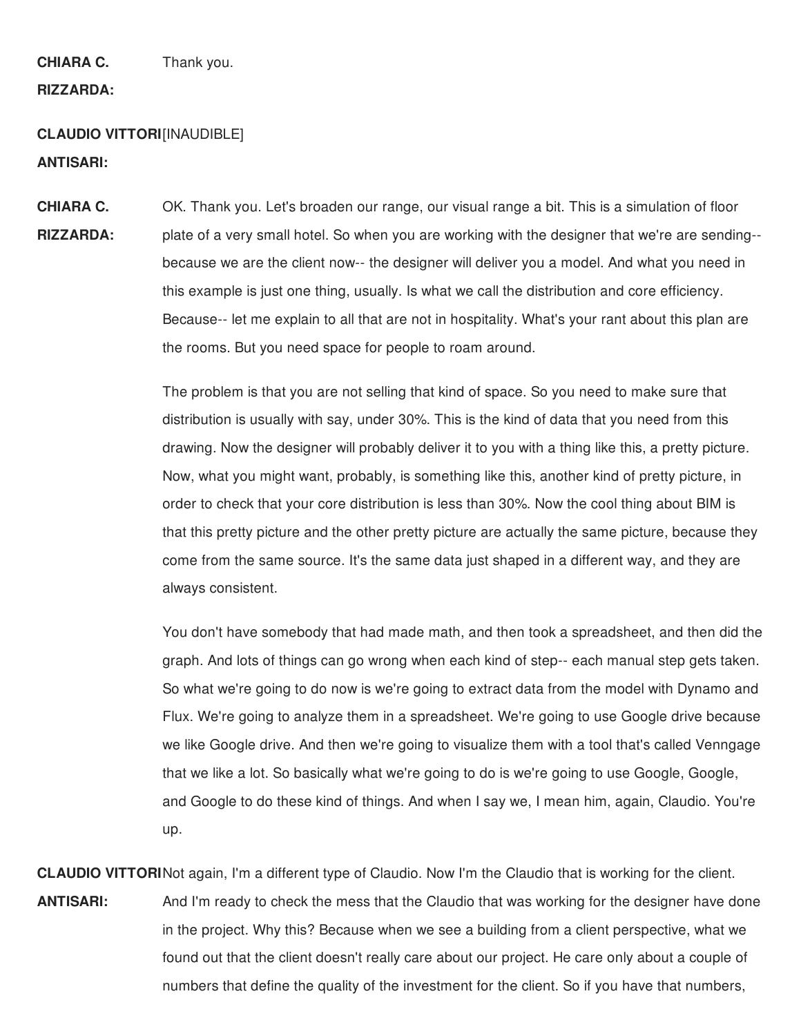**CHIARA C. RIZZARDA:** Thank you.

**CLAUDIO VITTORI ANTISARI:** [INAUDIBLE]

**CHIARA C. RIZZARDA:** OK. Thank you. Let's broaden our range, our visual range a bit. This is a simulation of floor plate of a very small hotel. So when you are working with the designer that we're are sending-- because we are the client now-- the designer will deliver you a model. And what you need in this example is just one thing, usually. Is what we call the distribution and core efficiency. Because-- let me explain to all that are not in hospitality. What's your rant about this plan are the rooms. But you need space for people to roam around.

The problem is that you are not selling that kind of space. So you need to make sure that distribution is usually with say, under 30%. This is the kind of data that you need from this drawing. Now the designer will probably deliver it to you with a thing like this, a pretty picture. Now, what you might want, probably, is something like this, another kind of pretty picture, in order to check that your core distribution is less than 30%. Now the cool thing about BIM is that this pretty picture and the other pretty picture are actually the same picture, because they come from the same source. It's the same data just shaped in a different way, and they are always consistent.

You don't have somebody that had made math, and then took a spreadsheet, and then did the graph. And lots of things can go wrong when each kind of step-- each manual step gets taken. So what we're going to do now is we're going to extract data from the model with Dynamo and Flux. We're going to analyze them in a spreadsheet. We're going to use Google drive because we like Google drive. And then we're going to visualize them with a tool that's called Venngage that we like a lot. So basically what we're going to do is we're going to use Google, Google, and Google to do these kind of things. And when I say we, I mean him, again, Claudio. You're up.

**CLAUDIO VITTORI ANTISARI:** Not again, I'm a different type of Claudio. Now I'm the Claudio that is working for the client. And I'm ready to check the mess that the Claudio that was working for the designer have done in the project. Why this? Because when we see a building from a client perspective, what we found out that the client doesn't really care about our project. He care only about a couple of numbers that define the quality of the investment for the client. So if you have that numbers,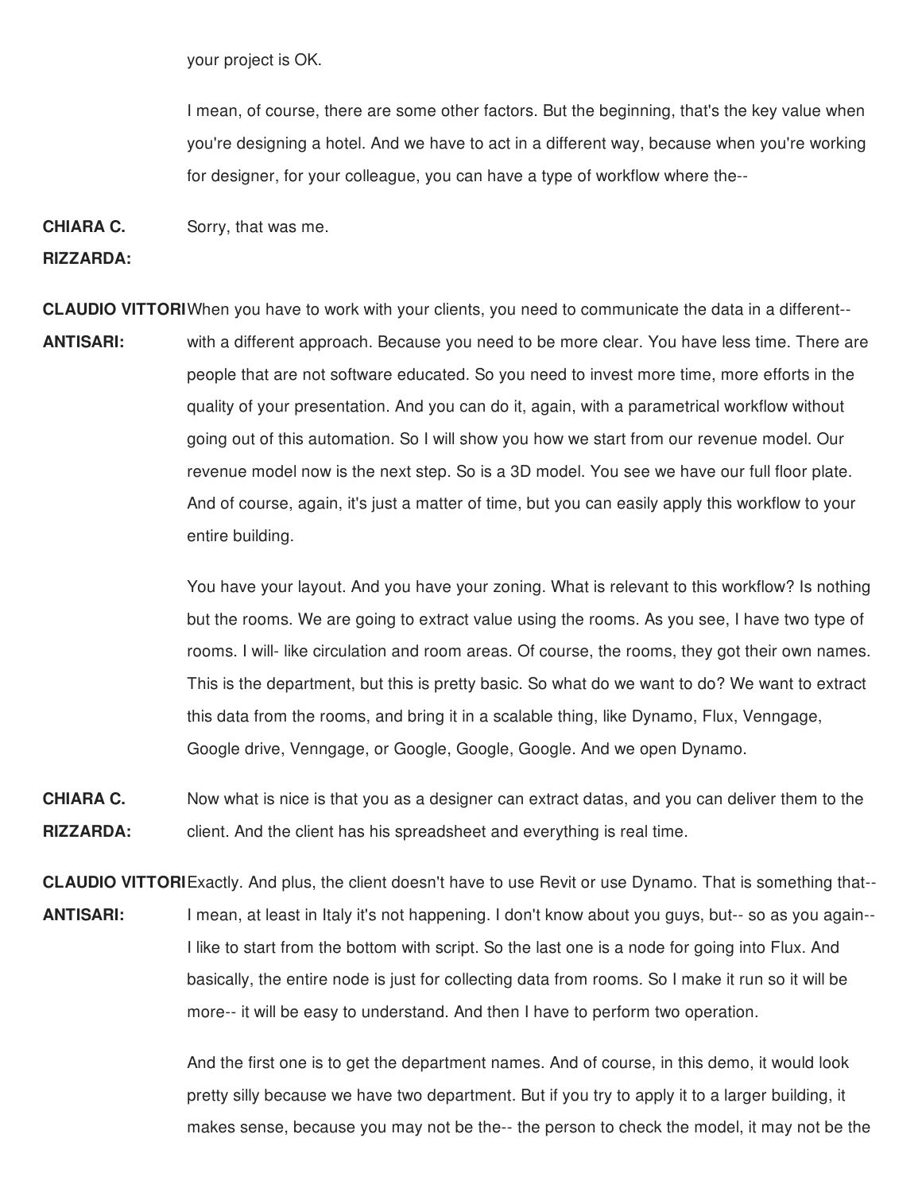your project is OK.

I mean, of course, there are some other factors. But the beginning, that's the key value when you're designing a hotel. And we have to act in a different way, because when you're working for designer, for your colleague, you can have a type of workflow where the--

**CHIARA C. RIZZARDA:** Sorry, that was me.

**CLAUDIO VITTORI ANTISARI:** When you have to work with your clients, you need to communicate the data in a different-- with a different approach. Because you need to be more clear. You have less time. There are people that are not software educated. So you need to invest more time, more efforts in the quality of your presentation. And you can do it, again, with a parametrical workflow without going out of this automation. So I will show you how we start from our revenue model. Our revenue model now is the next step. So is a 3D model. You see we have our full floor plate. And of course, again, it's just a matter of time, but you can easily apply this workflow to your entire building.

You have your layout. And you have your zoning. What is relevant to this workflow? Is nothing but the rooms. We are going to extract value using the rooms. As you see, I have two type of rooms. I will- like circulation and room areas. Of course, the rooms, they got their own names. This is the department, but this is pretty basic. So what do we want to do? We want to extract this data from the rooms, and bring it in a scalable thing, like Dynamo, Flux, Venngage, Google drive, Venngage, or Google, Google, Google. And we open Dynamo.

**CHIARA C. RIZZARDA:** Now what is nice is that you as a designer can extract datas, and you can deliver them to the client. And the client has his spreadsheet and everything is real time.

**CLAUDIO VITTORI ANTISARI:** Exactly. And plus, the client doesn't have to use Revit or use Dynamo. That is something that-- I mean, at least in Italy it's not happening. I don't know about you guys, but-- so as you again-- I like to start from the bottom with script. So the last one is a node for going into Flux. And basically, the entire node is just for collecting data from rooms. So I make it run so it will be more-- it will be easy to understand. And then I have to perform two operation.

And the first one is to get the department names. And of course, in this demo, it would look pretty silly because we have two department. But if you try to apply it to a larger building, it makes sense, because you may not be the-- the person to check the model, it may not be the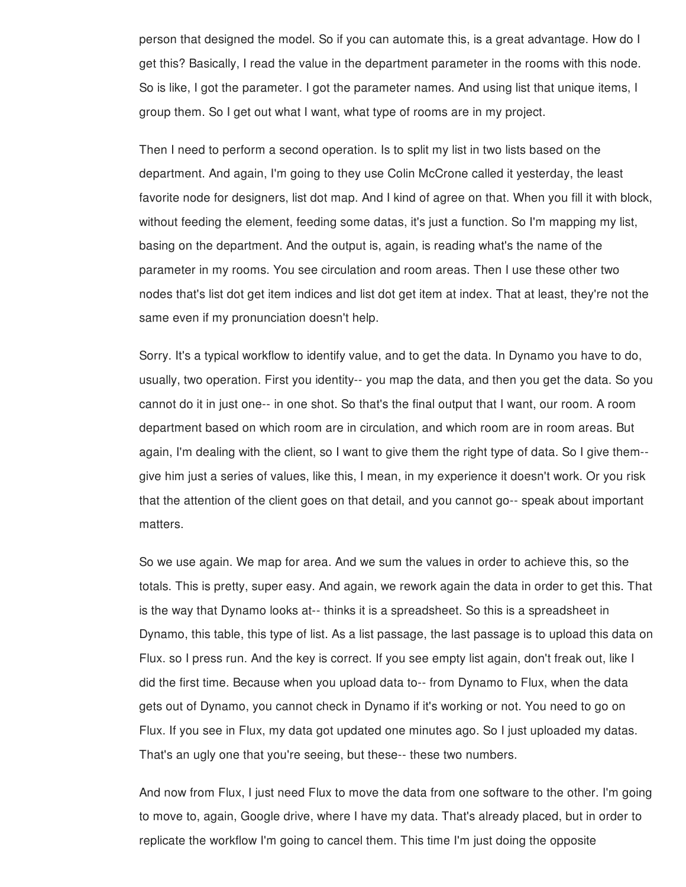person that designed the model. So if you can automate this, is a great advantage. How do I get this? Basically, I read the value in the department parameter in the rooms with this node. So is like, I got the parameter. I got the parameter names. And using list that unique items, I group them. So I get out what I want, what type of rooms are in my project.

Then I need to perform a second operation. Is to split my list in two lists based on the department. And again, I'm going to they use Colin McCrone called it yesterday, the least favorite node for designers, list dot map. And I kind of agree on that. When you fill it with block, without feeding the element, feeding some datas, it's just a function. So I'm mapping my list, basing on the department. And the output is, again, is reading what's the name of the parameter in my rooms. You see circulation and room areas. Then I use these other two nodes that's list dot get item indices and list dot get item at index. That at least, they're not the same even if my pronunciation doesn't help.

Sorry. It's a typical workflow to identify value, and to get the data. In Dynamo you have to do, usually, two operation. First you identity-- you map the data, and then you get the data. So you cannot do it in just one-- in one shot. So that's the final output that I want, our room. A room department based on which room are in circulation, and which room are in room areas. But again, I'm dealing with the client, so I want to give them the right type of data. So I give them-- give him just a series of values, like this, I mean, in my experience it doesn't work. Or you risk that the attention of the client goes on that detail, and you cannot go-- speak about important matters.

So we use again. We map for area. And we sum the values in order to achieve this, so the totals. This is pretty, super easy. And again, we rework again the data in order to get this. That is the way that Dynamo looks at-- thinks it is a spreadsheet. So this is a spreadsheet in Dynamo, this table, this type of list. As a list passage, the last passage is to upload this data on Flux. so I press run. And the key is correct. If you see empty list again, don't freak out, like I did the first time. Because when you upload data to-- from Dynamo to Flux, when the data gets out of Dynamo, you cannot check in Dynamo if it's working or not. You need to go on Flux. If you see in Flux, my data got updated one minutes ago. So I just uploaded my datas. That's an ugly one that you're seeing, but these-- these two numbers.

And now from Flux, I just need Flux to move the data from one software to the other. I'm going to move to, again, Google drive, where I have my data. That's already placed, but in order to replicate the workflow I'm going to cancel them. This time I'm just doing the opposite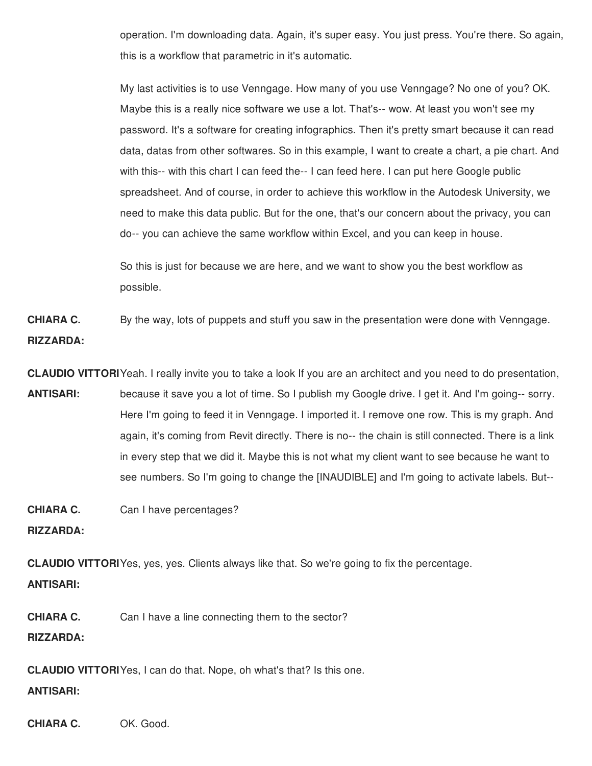operation. I'm downloading data. Again, it's super easy. You just press. You're there. So again, this is a workflow that parametric in it's automatic.

My last activities is to use Venngage. How many of you use Venngage? No one of you? OK. Maybe this is a really nice software we use a lot. That's-- wow. At least you won't see my password. It's a software for creating infographics. Then it's pretty smart because it can read data, datas from other softwares. So in this example, I want to create a chart, a pie chart. And with this-- with this chart I can feed the-- I can feed here. I can put here Google public spreadsheet. And of course, in order to achieve this workflow in the Autodesk University, we need to make this data public. But for the one, that's our concern about the privacy, you can do-- you can achieve the same workflow within Excel, and you can keep in house.

So this is just for because we are here, and we want to show you the best workflow as possible.

**CHIARA C. RIZZARDA:** By the way, lots of puppets and stuff you saw in the presentation were done with Venngage.

**CLAUDIO VITTORI ANTISARI:** Yeah. I really invite you to take a look If you are an architect and you need to do presentation, because it save you a lot of time. So I publish my Google drive. I get it. And I'm going-- sorry. Here I'm going to feed it in Venngage. I imported it. I remove one row. This is my graph. And again, it's coming from Revit directly. There is no-- the chain is still connected. There is a link in every step that we did it. Maybe this is not what my client want to see because he want to see numbers. So I'm going to change the [INAUDIBLE] and I'm going to activate labels. But--

**CHIARA C. RIZZARDA:** Can I have percentages?

**CLAUDIO VITTORI ANTISARI:** Yes, yes, yes. Clients always like that. So we're going to fix the percentage.

**CHIARA C. RIZZARDA:** Can I have a line connecting them to the sector?

**CLAUDIO VITTORI ANTISARI:** Yes, I can do that. Nope, oh what's that? Is this one.

**CHIARA C.** OK. Good.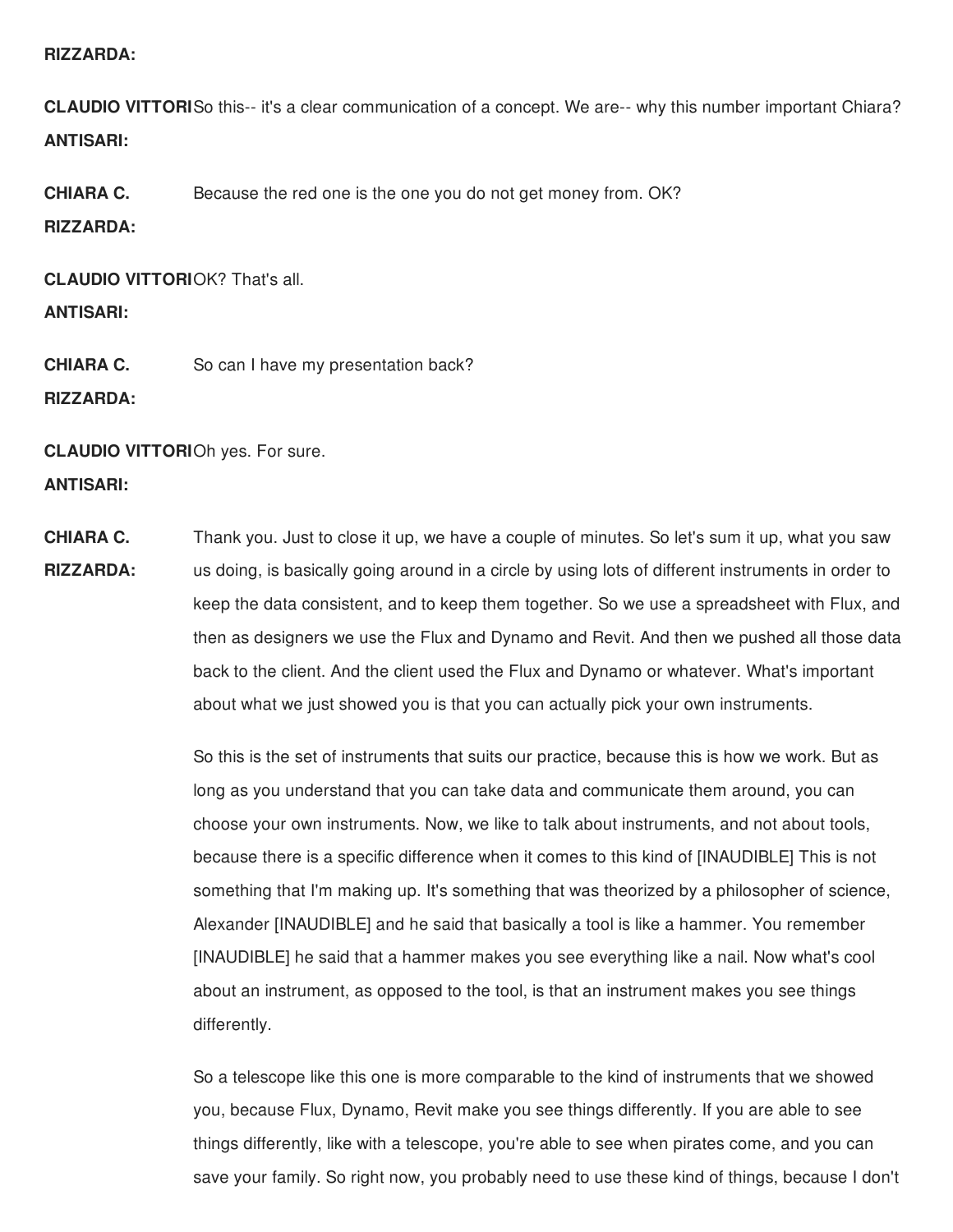**RIZZARDA:**

**CLAUDIO VITTORI ANTISARI:** So this-- it's a clear communication of a concept. We are-- why this number important Chiara?

**CHIARA C. RIZZARDA:** Because the red one is the one you do not get money from. OK?

**CLAUDIO VITTORI ANTISARI:** OK? That's all.

**CHIARA C. RIZZARDA:** So can I have my presentation back?

**CLAUDIO VITTORI ANTISARI:** Oh yes. For sure.

**CHIARA C. RIZZARDA:** Thank you. Just to close it up, we have a couple of minutes. So let's sum it up, what you saw us doing, is basically going around in a circle by using lots of different instruments in order to keep the data consistent, and to keep them together. So we use a spreadsheet with Flux, and then as designers we use the Flux and Dynamo and Revit. And then we pushed all those data back to the client. And the client used the Flux and Dynamo or whatever. What's important about what we just showed you is that you can actually pick your own instruments.

So this is the set of instruments that suits our practice, because this is how we work. But as long as you understand that you can take data and communicate them around, you can choose your own instruments. Now, we like to talk about instruments, and not about tools, because there is a specific difference when it comes to this kind of [INAUDIBLE] This is not something that I'm making up. It's something that was theorized by a philosopher of science, Alexander [INAUDIBLE] and he said that basically a tool is like a hammer. You remember [INAUDIBLE] he said that a hammer makes you see everything like a nail. Now what's cool about an instrument, as opposed to the tool, is that an instrument makes you see things differently.

So a telescope like this one is more comparable to the kind of instruments that we showed you, because Flux, Dynamo, Revit make you see things differently. If you are able to see things differently, like with a telescope, you're able to see when pirates come, and you can save your family. So right now, you probably need to use these kind of things, because I don't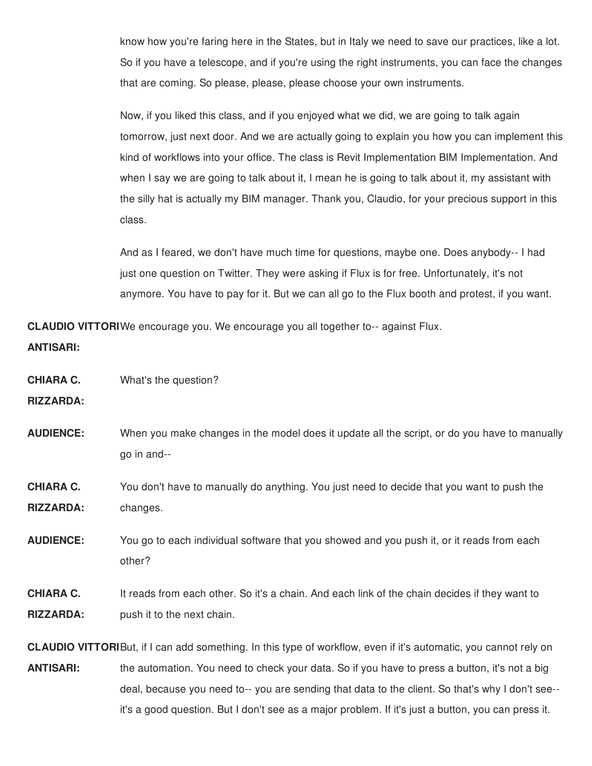know how you're faring here in the States, but in Italy we need to save our practices, like a lot. So if you have a telescope, and if you're using the right instruments, you can face the changes that are coming. So please, please, please choose your own instruments.

Now, if you liked this class, and if you enjoyed what we did, we are going to talk again tomorrow, just next door. And we are actually going to explain you how you can implement this kind of workflows into your office. The class is Revit Implementation BIM Implementation. And when I say we are going to talk about it, I mean he is going to talk about it, my assistant with the silly hat is actually my BIM manager. Thank you, Claudio, for your precious support in this class.

And as I feared, we don't have much time for questions, maybe one. Does anybody-- I had just one question on Twitter. They were asking if Flux is for free. Unfortunately, it's not anymore. You have to pay for it. But we can all go to the Flux booth and protest, if you want.

**CLAUDIO VITTORI ANTISARI:** We encourage you. We encourage you all together to-- against Flux.

**CHIARA C. RIZZARDA:** What's the question?

**AUDIENCE:** When you make changes in the model does it update all the script, or do you have to manually go in and--

**CHIARA C. RIZZARDA:** You don't have to manually do anything. You just need to decide that you want to push the changes.

**AUDIENCE:** You go to each individual software that you showed and you push it, or it reads from each other?

**CHIARA C. RIZZARDA:** It reads from each other. So it's a chain. And each link of the chain decides if they want to push it to the next chain.

**CLAUDIO VITTORI ANTISARI:** But, if I can add something. In this type of workflow, even if it's automatic, you cannot rely on the automation. You need to check your data. So if you have to press a button, it's not a big deal, because you need to-- you are sending that data to the client. So that's why I don't see-- it's a good question. But I don't see as a major problem. If it's just a button, you can press it.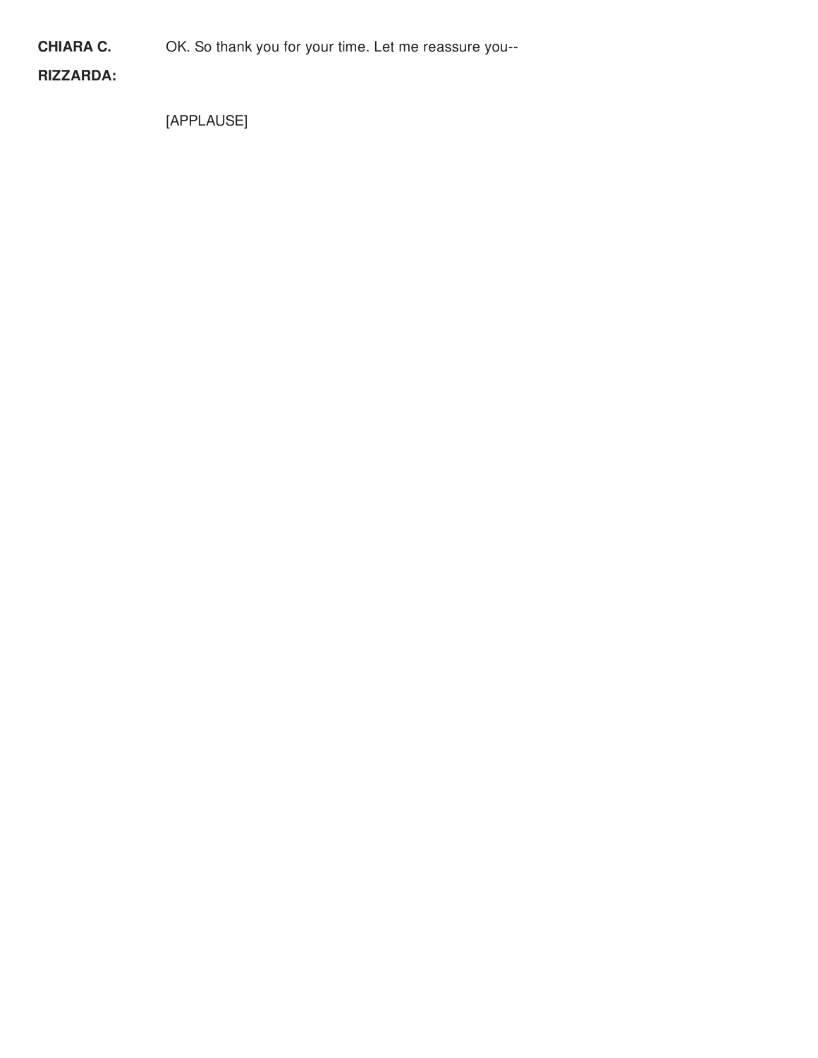**CHIARA C. RIZZARDA:** OK. So thank you for your time. Let me reassure you--

[APPLAUSE]